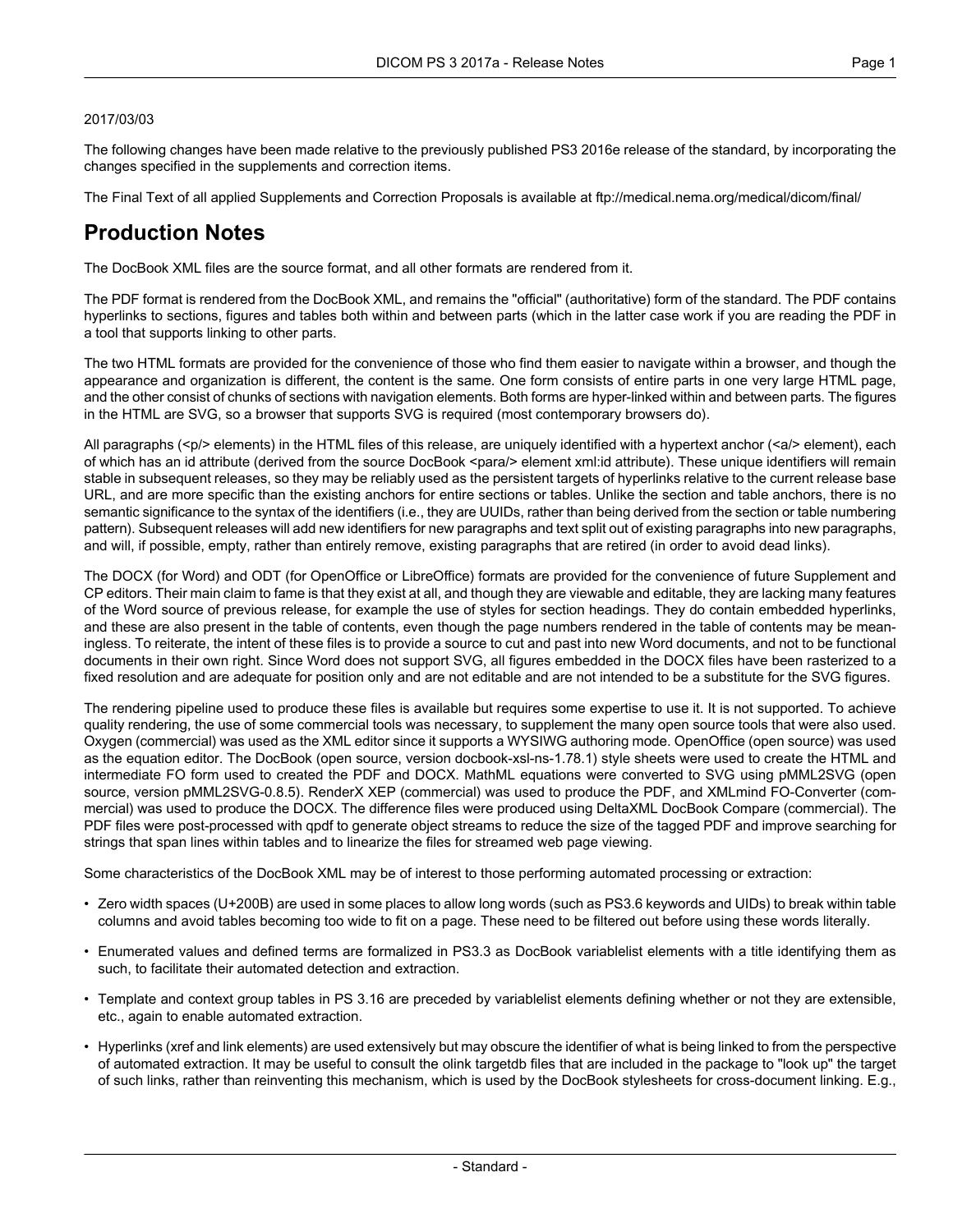2017/03/03

The following changes have been made relative to the previously published PS3 2016e release of the standard, by incorporating the changes specified in the supplements and correction items.

The Final Text of all applied Supplements and Correction Proposals is available at ftp://medical.nema.org/medical/dicom/final/

# Production Notes

The DocBook XML files are the source format, and all other formats are rendered from it.

The PDF format is rendered from the DocBook XML, and remains the "official" (authoritative) form of the standard. The PDF contains hyperlinks to sections, figures and tables both within and between parts (which in the latter case work if you are reading the PDF in a tool that supports linking to other parts.

The two HTML formats are provided for the convenience of those who find them easier to navigate within a browser, and though the appearance and organization is different, the content is the same. One form consists of entire parts in one very large HTML page, and the other consist of chunks of sections with navigation elements. Both forms are hyper-linked within and between parts. The figures in the HTML are SVG, so a browser that supports SVG is required (most contemporary browsers do).

All paragraphs (<p/> elements) in the HTML files of this release, are uniquely identified with a hypertext anchor (<a/> element), each of which has an id attribute (derived from the source DocBook <para/> element xml:id attribute). These unique identifiers will remain stable in subsequent releases, so they may be reliably used as the persistent targets of hyperlinks relative to the current release base URL, and are more specific than the existing anchors for entire sections or tables. Unlike the section and table anchors, there is no semantic significance to the syntax of the identifiers (i.e., they are UUIDs, rather than being derived from the section or table numbering pattern). Subsequent releases will add new identifiers for new paragraphs and text split out of existing paragraphs into new paragraphs, and will, if possible, empty, rather than entirely remove, existing paragraphs that are retired (in order to avoid dead links).

The DOCX (for Word) and ODT (for OpenOffice or LibreOffice) formats are provided for the convenience of future Supplement and CP editors. Their main claim to fame is that they exist at all, and though they are viewable and editable, they are lacking many features of the Word source of previous release, for example the use of styles for section headings. They do contain embedded hyperlinks, and these are also present in the table of contents, even though the page numbers rendered in the table of contents may be meaningless. To reiterate, the intent of these files is to provide a source to cut and past into new Word documents, and not to be functional documents in their own right. Since Word does not support SVG, all figures embedded in the DOCX files have been rasterized to a fixed resolution and are adequate for position only and are not editable and are not intended to be a substitute for the SVG figures.

The rendering pipeline used to produce these files is available but requires some expertise to use it. It is not supported. To achieve quality rendering, the use of some commercial tools was necessary, to supplement the many open source tools that were also used. Oxygen (commercial) was used as the XML editor since it supports a WYSIWG authoring mode. OpenOffice (open source) was used as the equation editor. The DocBook (open source, version docbook-xsl-ns-1.78.1) style sheets were used to create the HTML and intermediate FO form used to created the PDF and DOCX. MathML equations were converted to SVG using pMML2SVG (open source, version pMML2SVG-0.8.5). RenderX XEP (commercial) was used to produce the PDF, and XMLmind FO-Converter (commercial) was used to produce the DOCX. The difference files were produced using DeltaXML DocBook Compare (commercial). The PDF files were post-processed with qpdf to generate object streams to reduce the size of the tagged PDF and improve searching for strings that span lines within tables and to linearize the files for streamed web page viewing.

Some characteristics of the DocBook XML may be of interest to those performing automated processing or extraction:

- Zero width spaces (U+200B) are used in some places to allow long words (such as PS3.6 keywords and UIDs) to break within table columns and avoid tables becoming too wide to fit on a page. These need to be filtered out before using these words literally.
- Enumerated values and defined terms are formalized in PS3.3 as DocBook variablelist elements with a title identifying them as such, to facilitate their automated detection and extraction.
- Template and context group tables in PS 3.16 are preceded by variablelist elements defining whether or not they are extensible, etc., again to enable automated extraction.
- Hyperlinks (xref and link elements) are used extensively but may obscure the identifier of what is being linked to from the perspective of automated extraction. It may be useful to consult the olink targetdb files that are included in the package to "look up" the target of such links, rather than reinventing this mechanism, which is used by the DocBook stylesheets for cross-document linking. E.g.,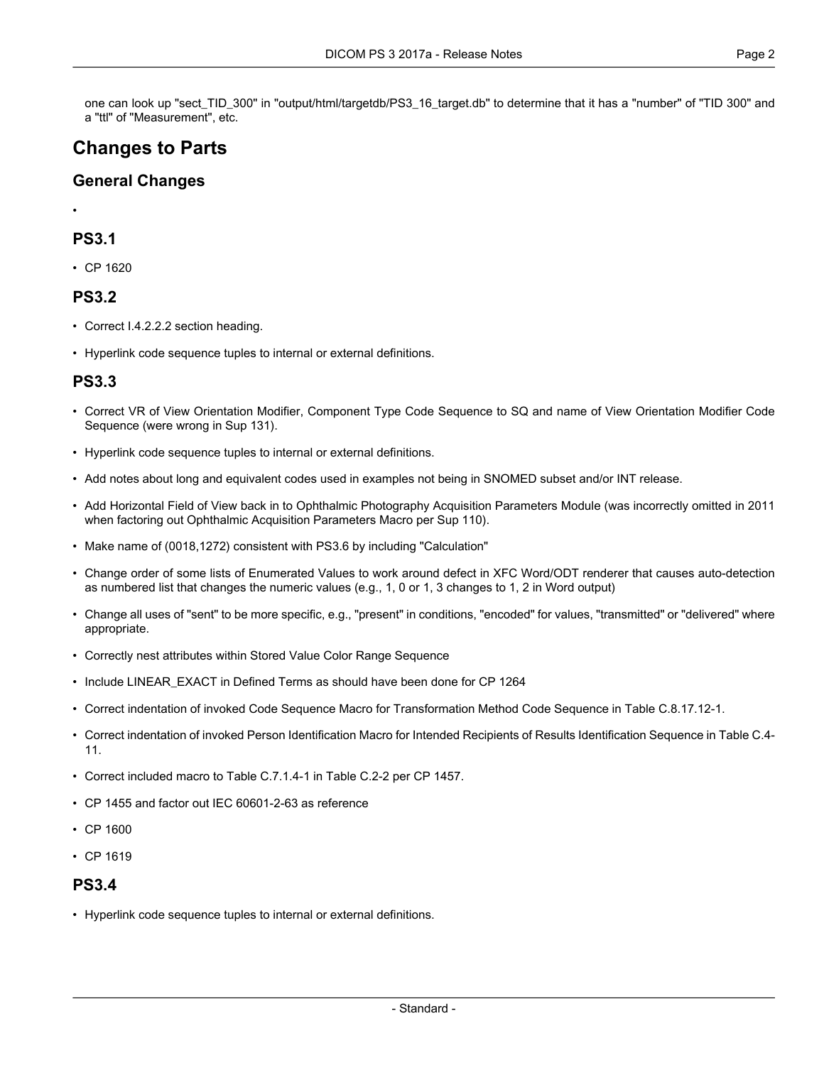one can look up "sect_TID_300" in "output/html/targetdb/PS3_16_target.db" to determine that it has a "number" of "TID 300" and a "ttl" of "Measurement", etc.

# Changes to Parts

## General Changes

- 

## PS3.1

- CP 1620

## PS3.2

- Correct I.4.2.2.2 section heading.
- Hyperlink code sequence tuples to internal or external definitions.

## PS3.3

- Correct VR of View Orientation Modifier, Component Type Code Sequence to SQ and name of View Orientation Modifier Code Sequence (were wrong in Sup 131).
- Hyperlink code sequence tuples to internal or external definitions.
- Add notes about long and equivalent codes used in examples not being in SNOMED subset and/or INT release.
- Add Horizontal Field of View back in to Ophthalmic Photography Acquisition Parameters Module (was incorrectly omitted in 2011 when factoring out Ophthalmic Acquisition Parameters Macro per Sup 110).
- Make name of (0018,1272) consistent with PS3.6 by including "Calculation"
- Change order of some lists of Enumerated Values to work around defect in XFC Word/ODT renderer that causes auto-detection as numbered list that changes the numeric values (e.g., 1, 0 or 1, 3 changes to 1, 2 in Word output)
- Change all uses of "sent" to be more specific, e.g., "present" in conditions, "encoded" for values, "transmitted" or "delivered" where appropriate.
- Correctly nest attributes within Stored Value Color Range Sequence
- Include LINEAR_EXACT in Defined Terms as should have been done for CP 1264
- Correct indentation of invoked Code Sequence Macro for Transformation Method Code Sequence in Table C.8.17.12-1.
- Correct indentation of invoked Person Identification Macro for Intended Recipients of Results Identification Sequence in Table C.4-11.
- Correct included macro to Table C.7.1.4-1 in Table C.2-2 per CP 1457.
- CP 1455 and factor out IEC 60601-2-63 as reference
- CP 1600
- CP 1619

## PS3.4

- Hyperlink code sequence tuples to internal or external definitions.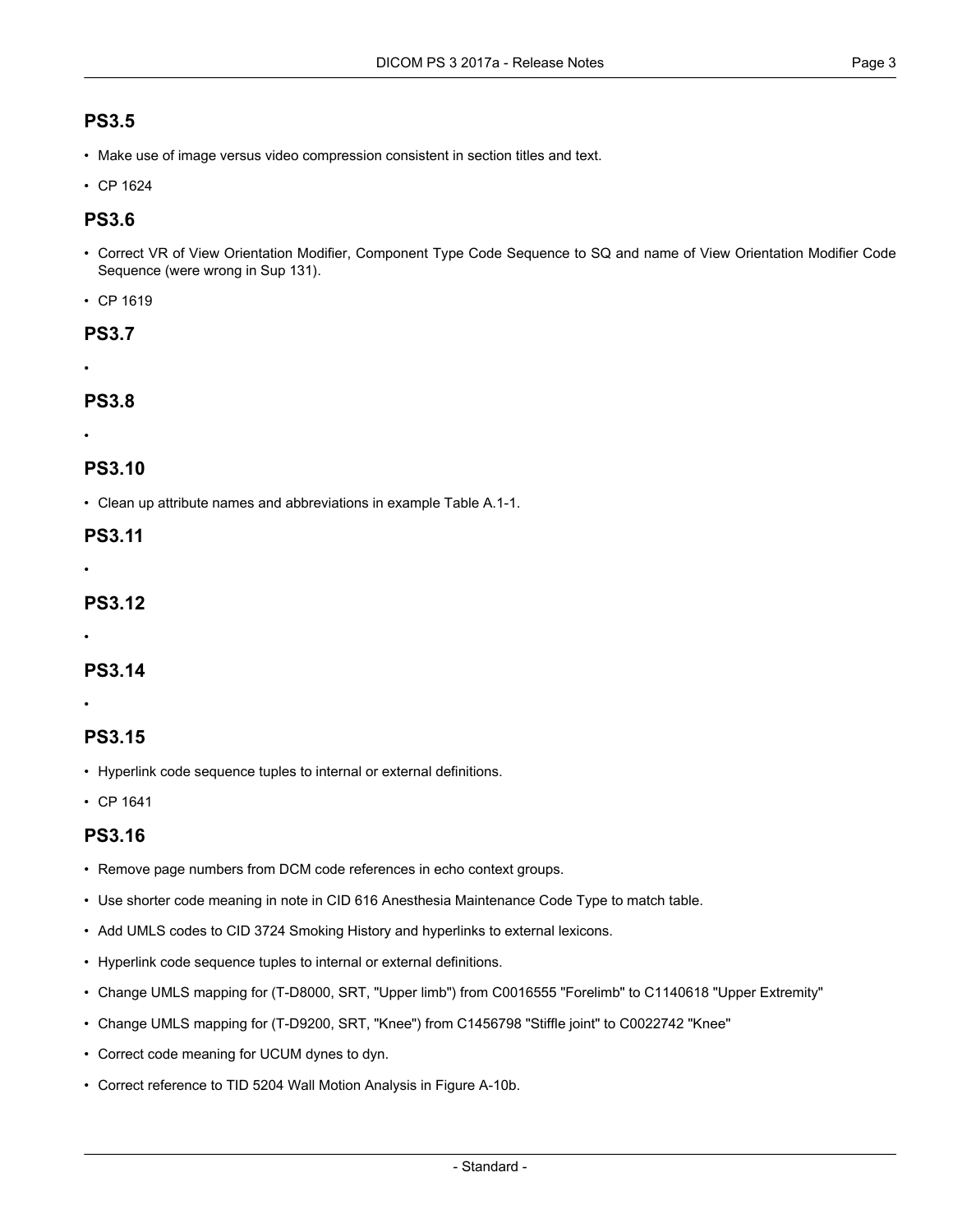## PS3.5

- Make use of image versus video compression consistent in section titles and text.
- CP 1624

## PS3.6

- Correct VR of View Orientation Modifier, Component Type Code Sequence to SQ and name of View Orientation Modifier Code Sequence (were wrong in Sup 131).
- CP 1619

## PS3.7

-

## PS3.8

-

## PS3.10

- Clean up attribute names and abbreviations in example Table A.1-1.

## PS3.11

-

## PS3.12

-

## PS3.14

-

## PS3.15

- Hyperlink code sequence tuples to internal or external definitions.
- CP 1641

## PS3.16

- Remove page numbers from DCM code references in echo context groups.
- Use shorter code meaning in note in CID 616 Anesthesia Maintenance Code Type to match table.
- Add UMLS codes to CID 3724 Smoking History and hyperlinks to external lexicons.
- Hyperlink code sequence tuples to internal or external definitions.
- Change UMLS mapping for (T-D8000, SRT, "Upper limb") from C0016555 "Forelimb" to C1140618 "Upper Extremity"
- Change UMLS mapping for (T-D9200, SRT, "Knee") from C1456798 "Stiffle joint" to C0022742 "Knee"
- Correct code meaning for UCUM dynes to dyn.
- Correct reference to TID 5204 Wall Motion Analysis in Figure A-10b.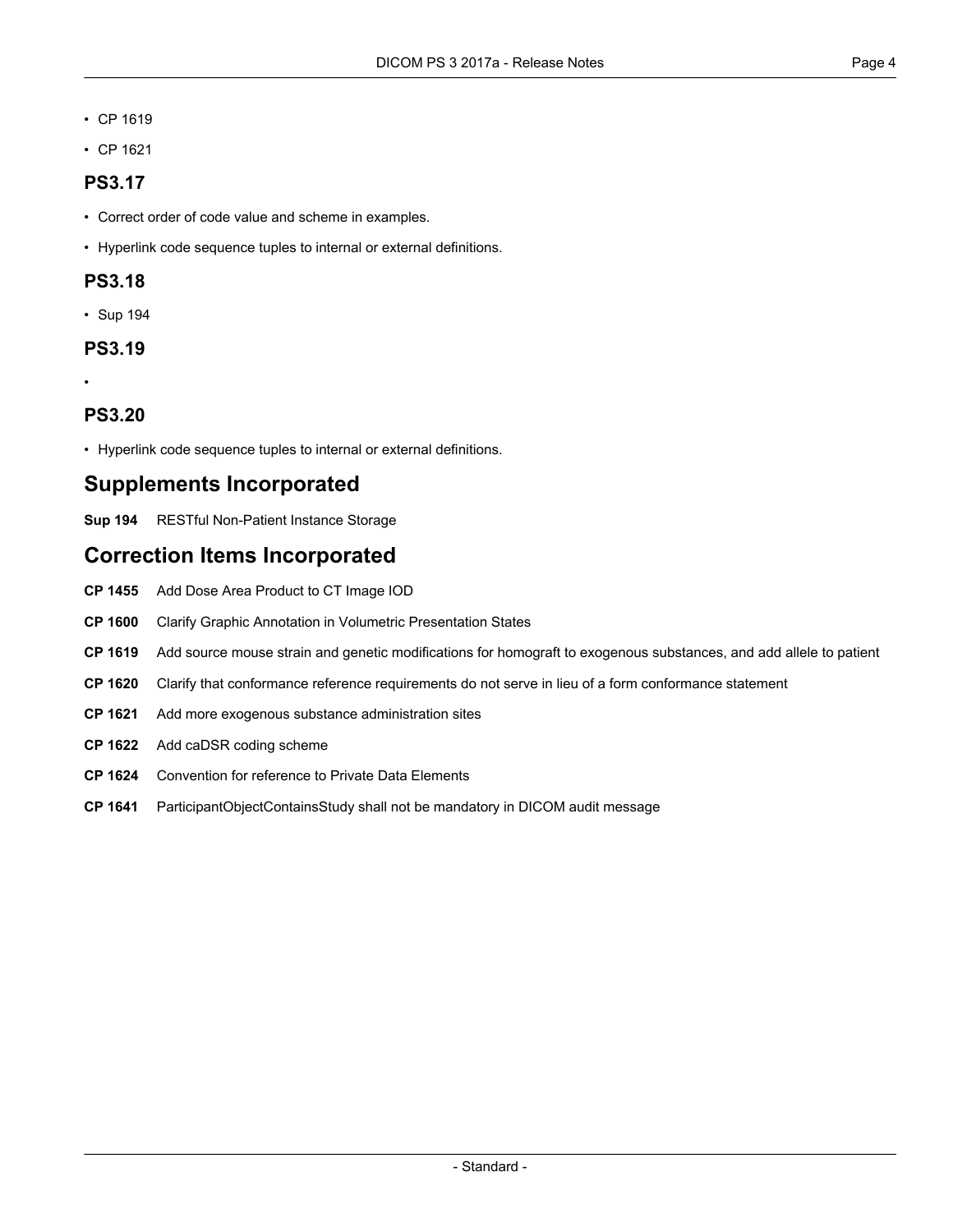- CP 1619
- CP 1621

## PS3.17

- Correct order of code value and scheme in examples.
- Hyperlink code sequence tuples to internal or external definitions.

## PS3.18

- Sup 194

## PS3.19

- 

## PS3.20

- Hyperlink code sequence tuples to internal or external definitions.

# Supplements Incorporated

**Sup 194** RESTful Non-Patient Instance Storage

# Correction Items Incorporated

**CP 1455** Add Dose Area Product to CT Image IOD

**CP 1600** Clarify Graphic Annotation in Volumetric Presentation States

**CP 1619** Add source mouse strain and genetic modifications for homograft to exogenous substances, and add allele to patient

**CP 1620** Clarify that conformance reference requirements do not serve in lieu of a form conformance statement

**CP 1621** Add more exogenous substance administration sites

**CP 1622** Add caDSR coding scheme

**CP 1624** Convention for reference to Private Data Elements

**CP 1641** ParticipantObjectContainsStudy shall not be mandatory in DICOM audit message